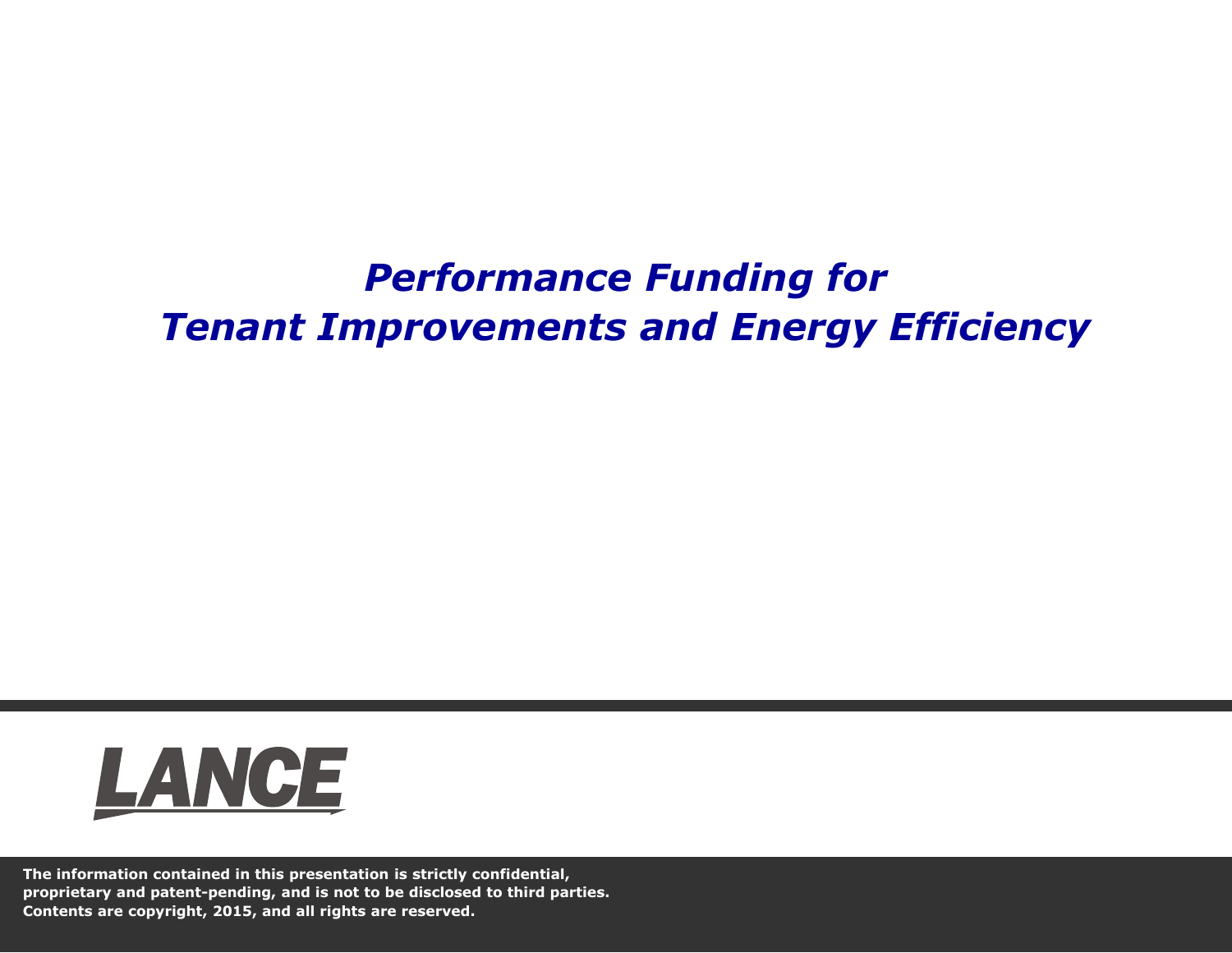# *Performance Funding for Tenant Improvements and Energy Efficiency*

LANCE

**The information contained in this presentation is strictly confidential, proprietary and patent-pending, and is not to be disclosed to third parties. Contents are copyright, 2015, and all rights are reserved.**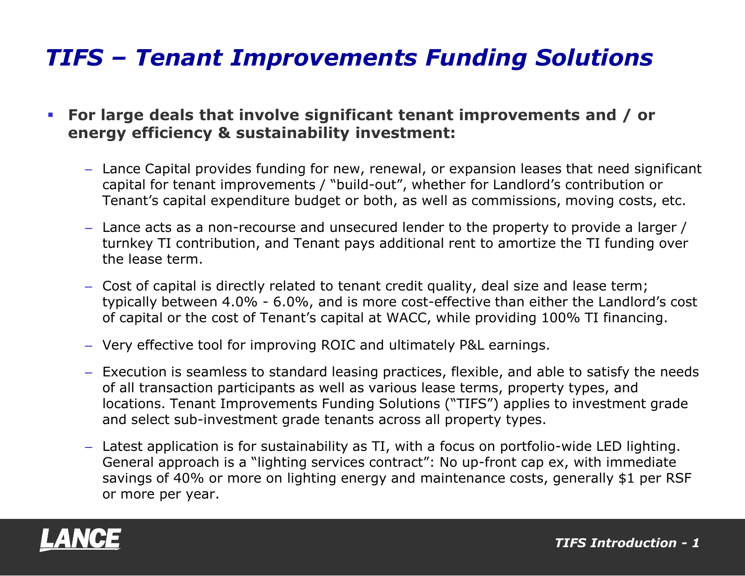# *TIFS – Tenant Improvements Funding Solutions*

- **For large deals that involve significant tenant improvements and / or energy efficiency & sustainability investment:**
  - Lance Capital provides funding for new, renewal, or expansion leases that need significant capital for tenant improvements / "build-out", whether for Landlord's contribution or Tenant's capital expenditure budget or both, as well as commissions, moving costs, etc.
  - Lance acts as a non-recourse and unsecured lender to the property to provide a larger / turnkey TI contribution, and Tenant pays additional rent to amortize the TI funding over the lease term.
  - Cost of capital is directly related to tenant credit quality, deal size and lease term; typically between 4.0% - 6.0%, and is more cost-effective than either the Landlord's cost of capital or the cost of Tenant's capital at WACC, while providing 100% TI financing.
  - Very effective tool for improving ROIC and ultimately P&L earnings.
  - Execution is seamless to standard leasing practices, flexible, and able to satisfy the needs of all transaction participants as well as various lease terms, property types, and locations. Tenant Improvements Funding Solutions ("TIFS") applies to investment grade and select sub-investment grade tenants across all property types.
  - Latest application is for sustainability as TI, with a focus on portfolio-wide LED lighting. General approach is a "lighting services contract": No up-front cap ex, with immediate savings of 40% or more on lighting energy and maintenance costs, generally $1 per RSF or more per year.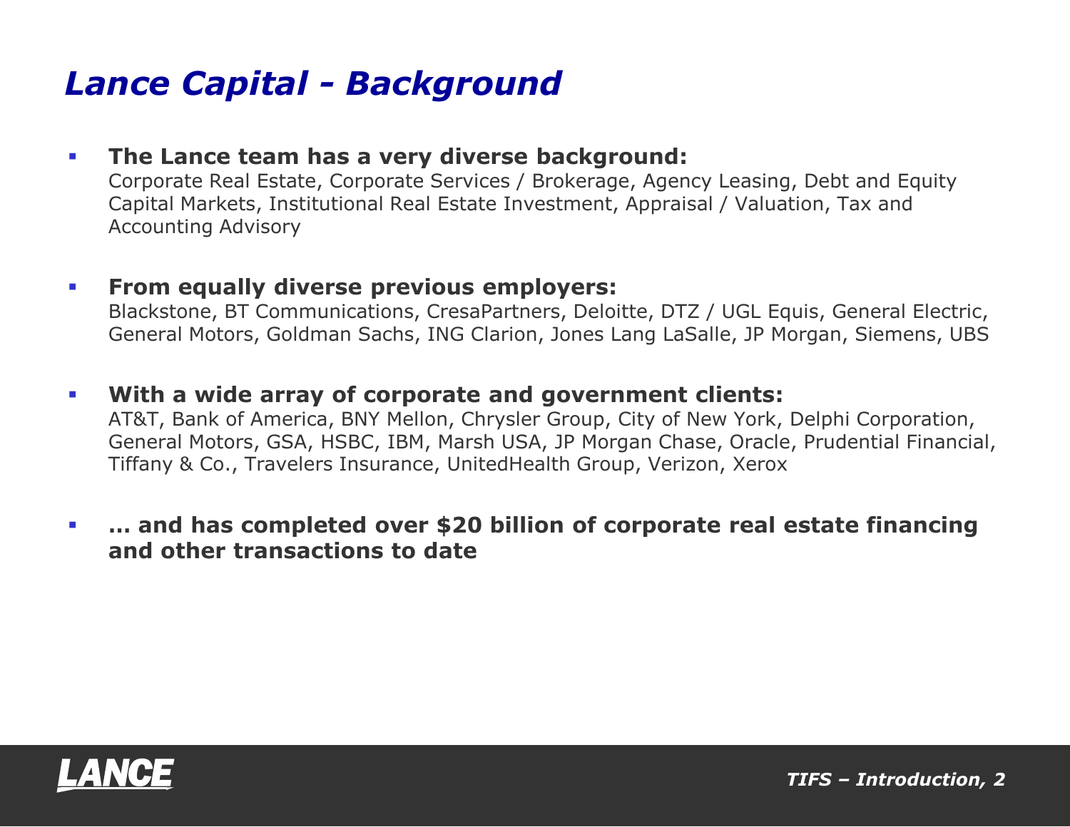# *Lance Capital - Background*

- **The Lance team has a very diverse background:**
  Corporate Real Estate, Corporate Services / Brokerage, Agency Leasing, Debt and Equity Capital Markets, Institutional Real Estate Investment, Appraisal / Valuation, Tax and Accounting Advisory

- **From equally diverse previous employers:**
  Blackstone, BT Communications, CresaPartners, Deloitte, DTZ / UGL Equis, General Electric, General Motors, Goldman Sachs, ING Clarion, Jones Lang LaSalle, JP Morgan, Siemens, UBS

- **With a wide array of corporate and government clients:**
  AT&T, Bank of America, BNY Mellon, Chrysler Group, City of New York, Delphi Corporation, General Motors, GSA, HSBC, IBM, Marsh USA, JP Morgan Chase, Oracle, Prudential Financial, Tiffany & Co., Travelers Insurance, UnitedHealth Group, Verizon, Xerox

- **… and has completed over $20 billion of corporate real estate financing and other transactions to date**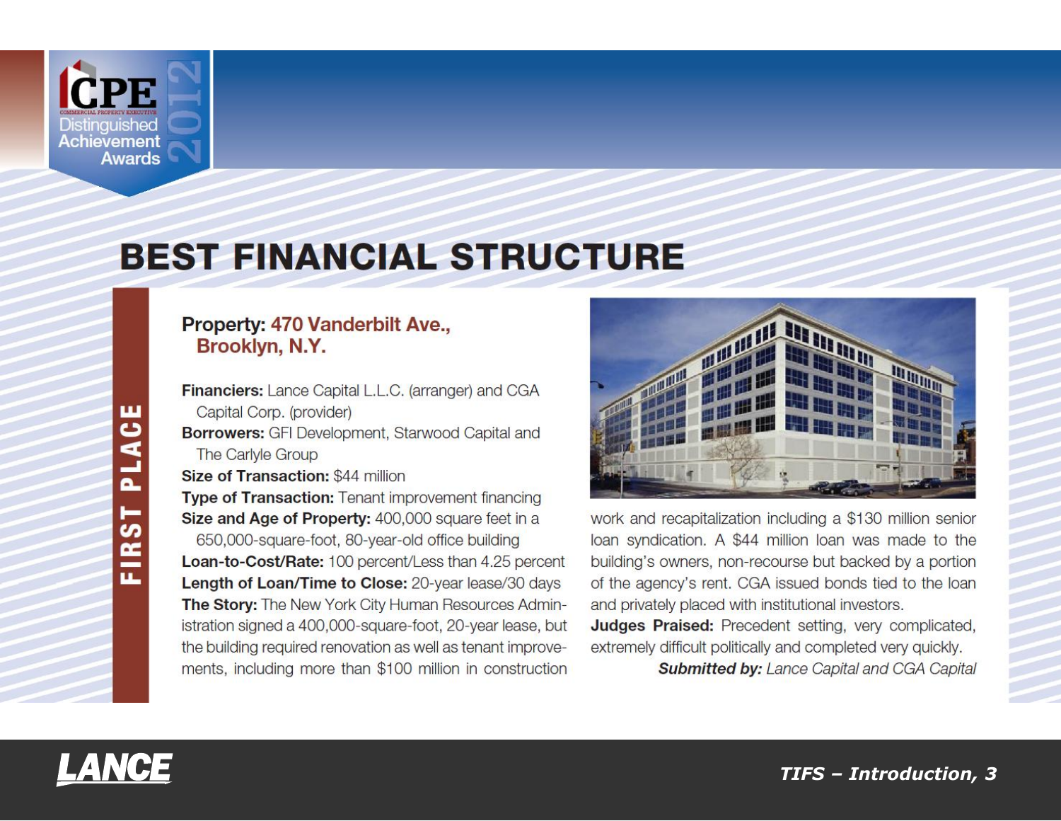CPE Commercial Property Executive Distinguished Achievement Awards 2012

# BEST FINANCIAL STRUCTURE

**FIRST PLACE**

## Property: 470 Vanderbilt Ave., Brooklyn, N.Y.

**Financiers:** Lance Capital L.L.C. (arranger) and CGA Capital Corp. (provider)

**Borrowers:** GFI Development, Starwood Capital and The Carlyle Group

**Size of Transaction:** $44 million

**Type of Transaction:** Tenant improvement financing

**Size and Age of Property:** 400,000 square feet in a 650,000-square-foot, 80-year-old office building

**Loan-to-Cost/Rate:** 100 percent/Less than 4.25 percent

**Length of Loan/Time to Close:** 20-year lease/30 days

**The Story:** The New York City Human Resources Administration signed a 400,000-square-foot, 20-year lease, but the building required renovation as well as tenant improvements, including more than $100 million in construction work and recapitalization including a $130 million senior loan syndication. A $44 million loan was made to the building's owners, non-recourse but backed by a portion of the agency's rent. CGA issued bonds tied to the loan and privately placed with institutional investors.

**Judges Praised:** Precedent setting, very complicated, extremely difficult politically and completed very quickly.

***Submitted by:*** *Lance Capital and CGA Capital*

LANCE

*TIFS – Introduction, 3*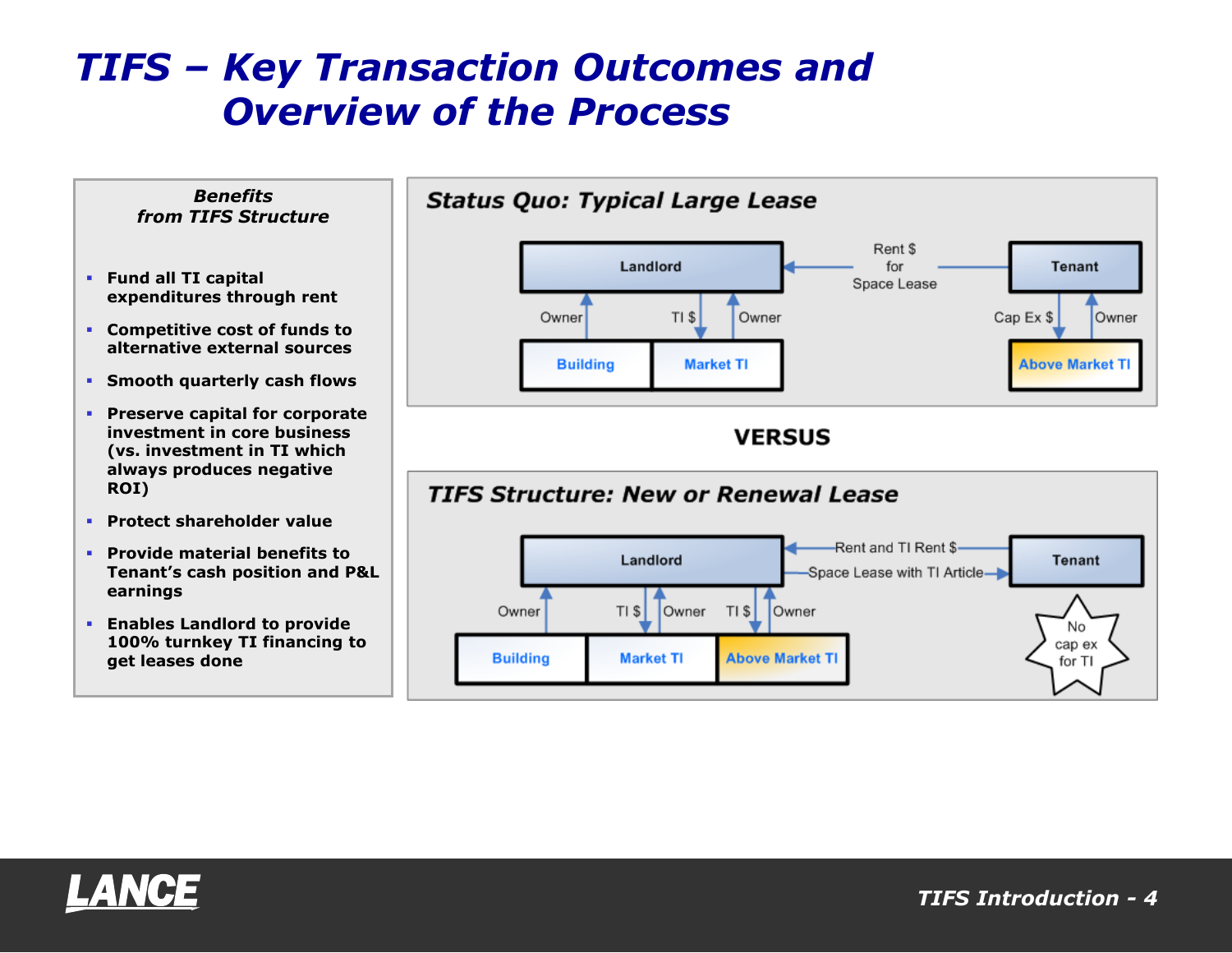# TIFS – Key Transaction Outcomes and Overview of the Process

***Benefits from TIFS Structure***

- **Fund all TI capital expenditures through rent**
- **Competitive cost of funds to alternative external sources**
- **Smooth quarterly cash flows**
- **Preserve capital for corporate investment in core business (vs. investment in TI which always produces negative ROI)**
- **Protect shareholder value**
- **Provide material benefits to Tenant's cash position and P&L earnings**
- **Enables Landlord to provide 100% turnkey TI financing to get leases done**

## *Status Quo: Typical Large Lease*

Landlord ← Rent $ for Space Lease ← Tenant

Landlord: Owner → Building; TI $ → Market TI; Market TI → Owner

Tenant: Cap Ex $ → Above Market TI; Above Market TI → Owner

**VERSUS**

## *TIFS Structure: New or Renewal Lease*

Landlord ← Rent and TI Rent $ ← Tenant

Landlord → Space Lease with TI Article → Tenant

Landlord: Owner → Building; TI $ → Market TI; Market TI → Owner; TI $ → Above Market TI; Above Market TI → Owner

Tenant: No cap ex for TI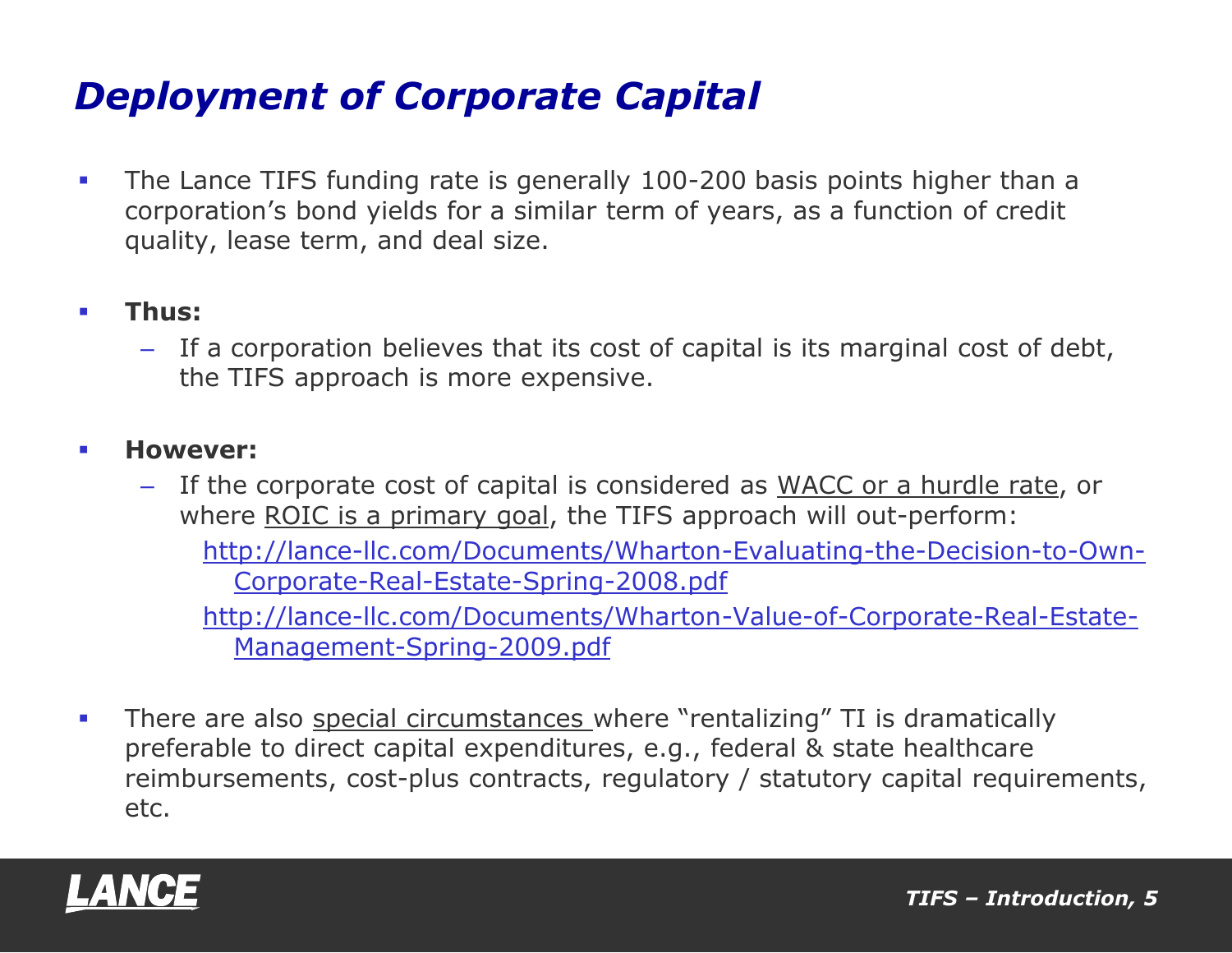# *Deployment of Corporate Capital*

- The Lance TIFS funding rate is generally 100-200 basis points higher than a corporation's bond yields for a similar term of years, as a function of credit quality, lease term, and deal size.

- **Thus:**
  - If a corporation believes that its cost of capital is its marginal cost of debt, the TIFS approach is more expensive.

- **However:**
  - If the corporate cost of capital is considered as WACC or a hurdle rate, or where ROIC is a primary goal, the TIFS approach will out-perform:

    http://lance-llc.com/Documents/Wharton-Evaluating-the-Decision-to-Own-Corporate-Real-Estate-Spring-2008.pdf

    http://lance-llc.com/Documents/Wharton-Value-of-Corporate-Real-Estate-Management-Spring-2009.pdf

- There are also special circumstances where "rentalizing" TI is dramatically preferable to direct capital expenditures, e.g., federal & state healthcare reimbursements, cost-plus contracts, regulatory / statutory capital requirements, etc.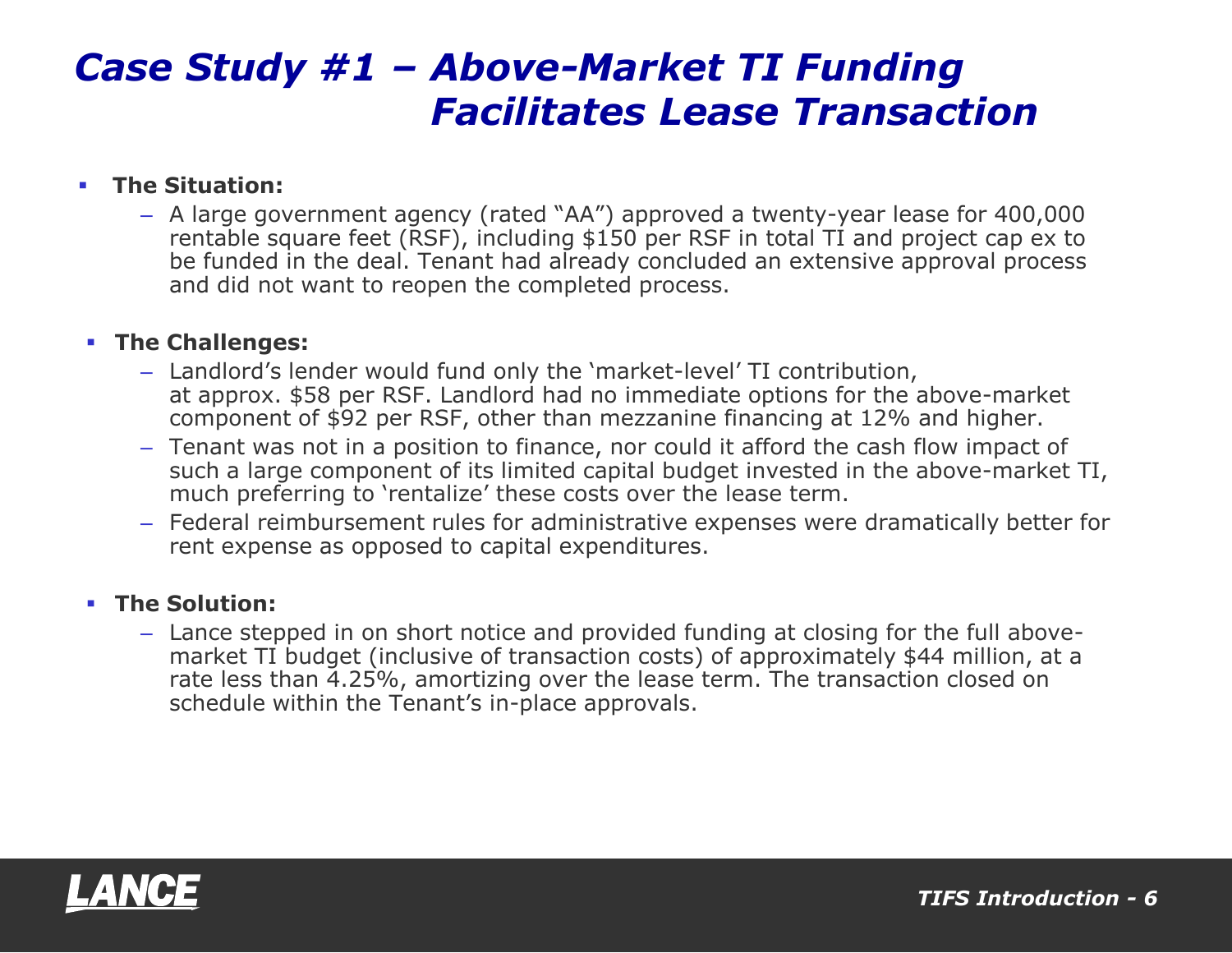# Case Study #1 – Above-Market TI Funding Facilitates Lease Transaction

- **The Situation:**
  - A large government agency (rated "AA") approved a twenty-year lease for 400,000 rentable square feet (RSF), including $150 per RSF in total TI and project cap ex to be funded in the deal. Tenant had already concluded an extensive approval process and did not want to reopen the completed process.

- **The Challenges:**
  - Landlord's lender would fund only the 'market-level' TI contribution, at approx. $58 per RSF. Landlord had no immediate options for the above-market component of $92 per RSF, other than mezzanine financing at 12% and higher.
  - Tenant was not in a position to finance, nor could it afford the cash flow impact of such a large component of its limited capital budget invested in the above-market TI, much preferring to 'rentalize' these costs over the lease term.
  - Federal reimbursement rules for administrative expenses were dramatically better for rent expense as opposed to capital expenditures.

- **The Solution:**
  - Lance stepped in on short notice and provided funding at closing for the full above-market TI budget (inclusive of transaction costs) of approximately $44 million, at a rate less than 4.25%, amortizing over the lease term. The transaction closed on schedule within the Tenant's in-place approvals.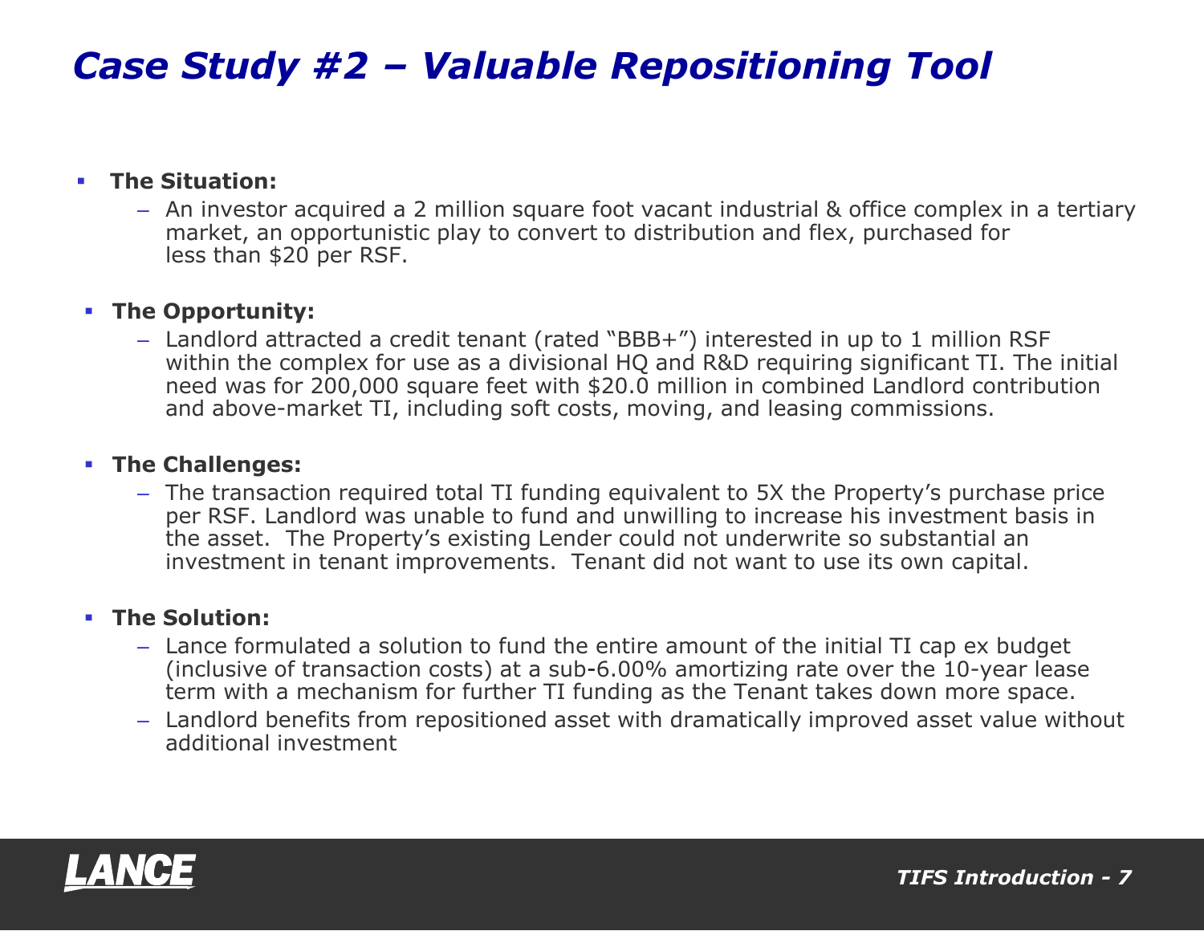# *Case Study #2 – Valuable Repositioning Tool*

- **The Situation:**
  - An investor acquired a 2 million square foot vacant industrial & office complex in a tertiary market, an opportunistic play to convert to distribution and flex, purchased for less than $20 per RSF.
- **The Opportunity:**
  - Landlord attracted a credit tenant (rated "BBB+") interested in up to 1 million RSF within the complex for use as a divisional HQ and R&D requiring significant TI. The initial need was for 200,000 square feet with $20.0 million in combined Landlord contribution and above-market TI, including soft costs, moving, and leasing commissions.
- **The Challenges:**
  - The transaction required total TI funding equivalent to 5X the Property's purchase price per RSF. Landlord was unable to fund and unwilling to increase his investment basis in the asset. The Property's existing Lender could not underwrite so substantial an investment in tenant improvements. Tenant did not want to use its own capital.
- **The Solution:**
  - Lance formulated a solution to fund the entire amount of the initial TI cap ex budget (inclusive of transaction costs) at a sub-6.00% amortizing rate over the 10-year lease term with a mechanism for further TI funding as the Tenant takes down more space.
  - Landlord benefits from repositioned asset with dramatically improved asset value without additional investment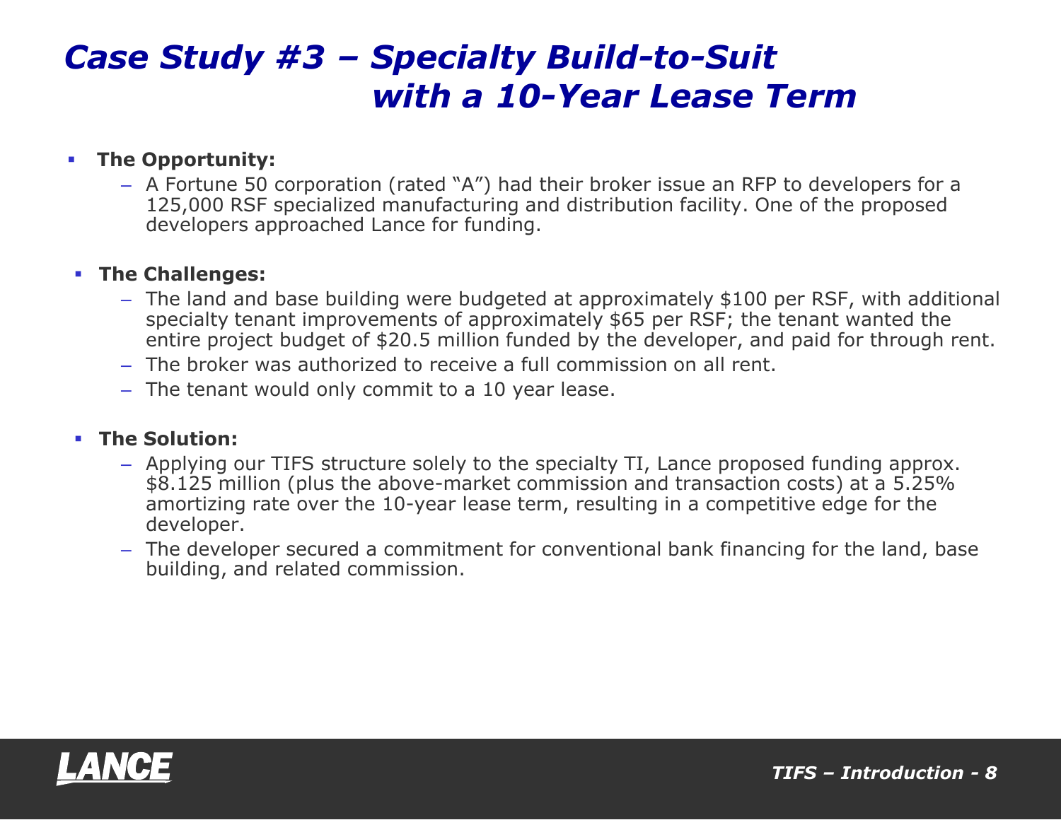# *Case Study #3 – Specialty Build-to-Suit with a 10-Year Lease Term*

- **The Opportunity:**
  - A Fortune 50 corporation (rated "A") had their broker issue an RFP to developers for a 125,000 RSF specialized manufacturing and distribution facility. One of the proposed developers approached Lance for funding.

- **The Challenges:**
  - The land and base building were budgeted at approximately $100 per RSF, with additional specialty tenant improvements of approximately $65 per RSF; the tenant wanted the entire project budget of $20.5 million funded by the developer, and paid for through rent.
  - The broker was authorized to receive a full commission on all rent.
  - The tenant would only commit to a 10 year lease.

- **The Solution:**
  - Applying our TIFS structure solely to the specialty TI, Lance proposed funding approx. $8.125 million (plus the above-market commission and transaction costs) at a 5.25% amortizing rate over the 10-year lease term, resulting in a competitive edge for the developer.
  - The developer secured a commitment for conventional bank financing for the land, base building, and related commission.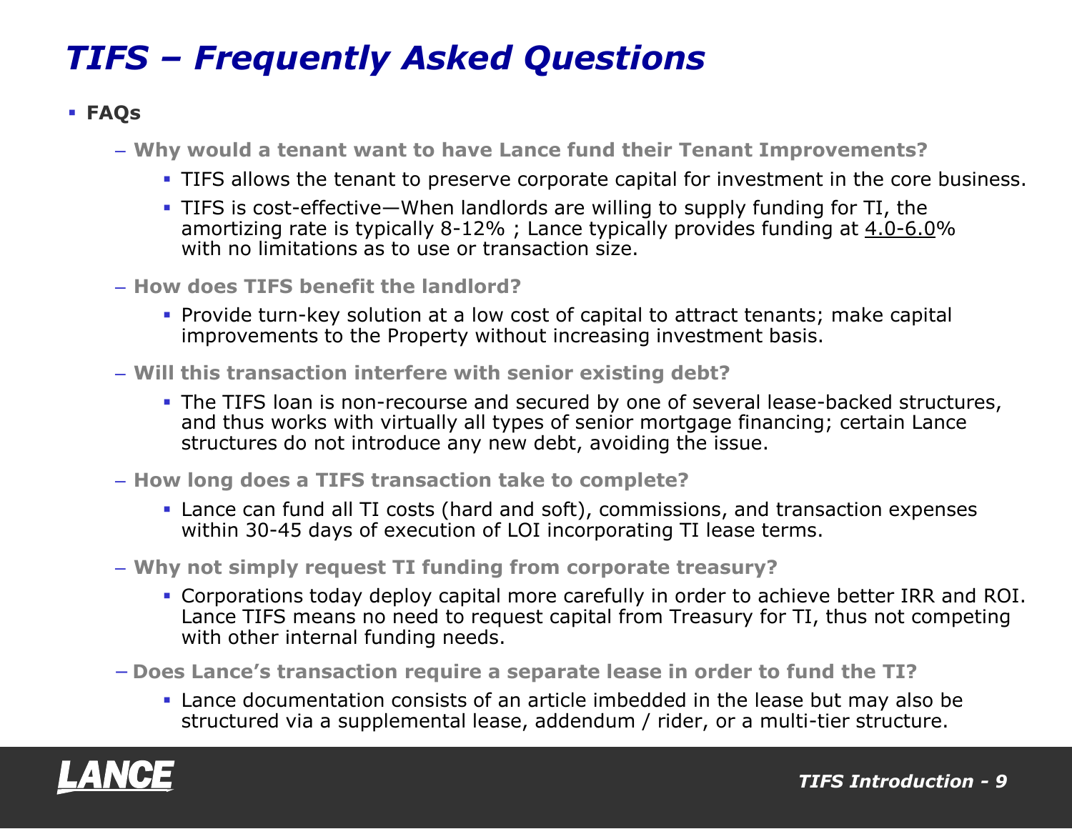# TIFS – Frequently Asked Questions

- **FAQs**
  - **Why would a tenant want to have Lance fund their Tenant Improvements?**
    - TIFS allows the tenant to preserve corporate capital for investment in the core business.
    - TIFS is cost-effective—When landlords are willing to supply funding for TI, the amortizing rate is typically 8-12% ; Lance typically provides funding at 4.0-6.0% with no limitations as to use or transaction size.
  - **How does TIFS benefit the landlord?**
    - Provide turn-key solution at a low cost of capital to attract tenants; make capital improvements to the Property without increasing investment basis.
  - **Will this transaction interfere with senior existing debt?**
    - The TIFS loan is non-recourse and secured by one of several lease-backed structures, and thus works with virtually all types of senior mortgage financing; certain Lance structures do not introduce any new debt, avoiding the issue.
  - **How long does a TIFS transaction take to complete?**
    - Lance can fund all TI costs (hard and soft), commissions, and transaction expenses within 30-45 days of execution of LOI incorporating TI lease terms.
  - **Why not simply request TI funding from corporate treasury?**
    - Corporations today deploy capital more carefully in order to achieve better IRR and ROI. Lance TIFS means no need to request capital from Treasury for TI, thus not competing with other internal funding needs.
  - **Does Lance's transaction require a separate lease in order to fund the TI?**
    - Lance documentation consists of an article imbedded in the lease but may also be structured via a supplemental lease, addendum / rider, or a multi-tier structure.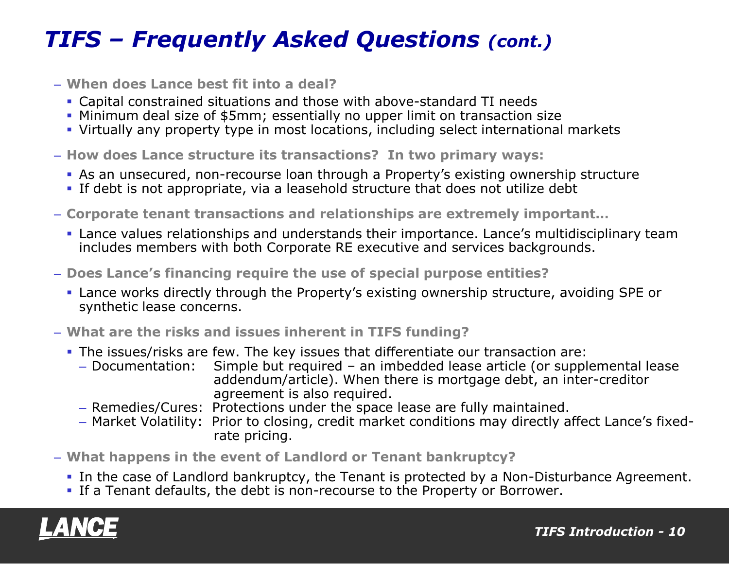# TIFS – Frequently Asked Questions *(cont.)*

- **When does Lance best fit into a deal?**
  - Capital constrained situations and those with above-standard TI needs
  - Minimum deal size of $5mm; essentially no upper limit on transaction size
  - Virtually any property type in most locations, including select international markets
- **How does Lance structure its transactions? In two primary ways:**
  - As an unsecured, non-recourse loan through a Property's existing ownership structure
  - If debt is not appropriate, via a leasehold structure that does not utilize debt
- **Corporate tenant transactions and relationships are extremely important…**
  - Lance values relationships and understands their importance. Lance's multidisciplinary team includes members with both Corporate RE executive and services backgrounds.
- **Does Lance's financing require the use of special purpose entities?**
  - Lance works directly through the Property's existing ownership structure, avoiding SPE or synthetic lease concerns.
- **What are the risks and issues inherent in TIFS funding?**
  - The issues/risks are few. The key issues that differentiate our transaction are:
    - Documentation: Simple but required – an imbedded lease article (or supplemental lease addendum/article). When there is mortgage debt, an inter-creditor agreement is also required.
    - Remedies/Cures: Protections under the space lease are fully maintained.
    - Market Volatility: Prior to closing, credit market conditions may directly affect Lance's fixed-rate pricing.
- **What happens in the event of Landlord or Tenant bankruptcy?**
  - In the case of Landlord bankruptcy, the Tenant is protected by a Non-Disturbance Agreement.
  - If a Tenant defaults, the debt is non-recourse to the Property or Borrower.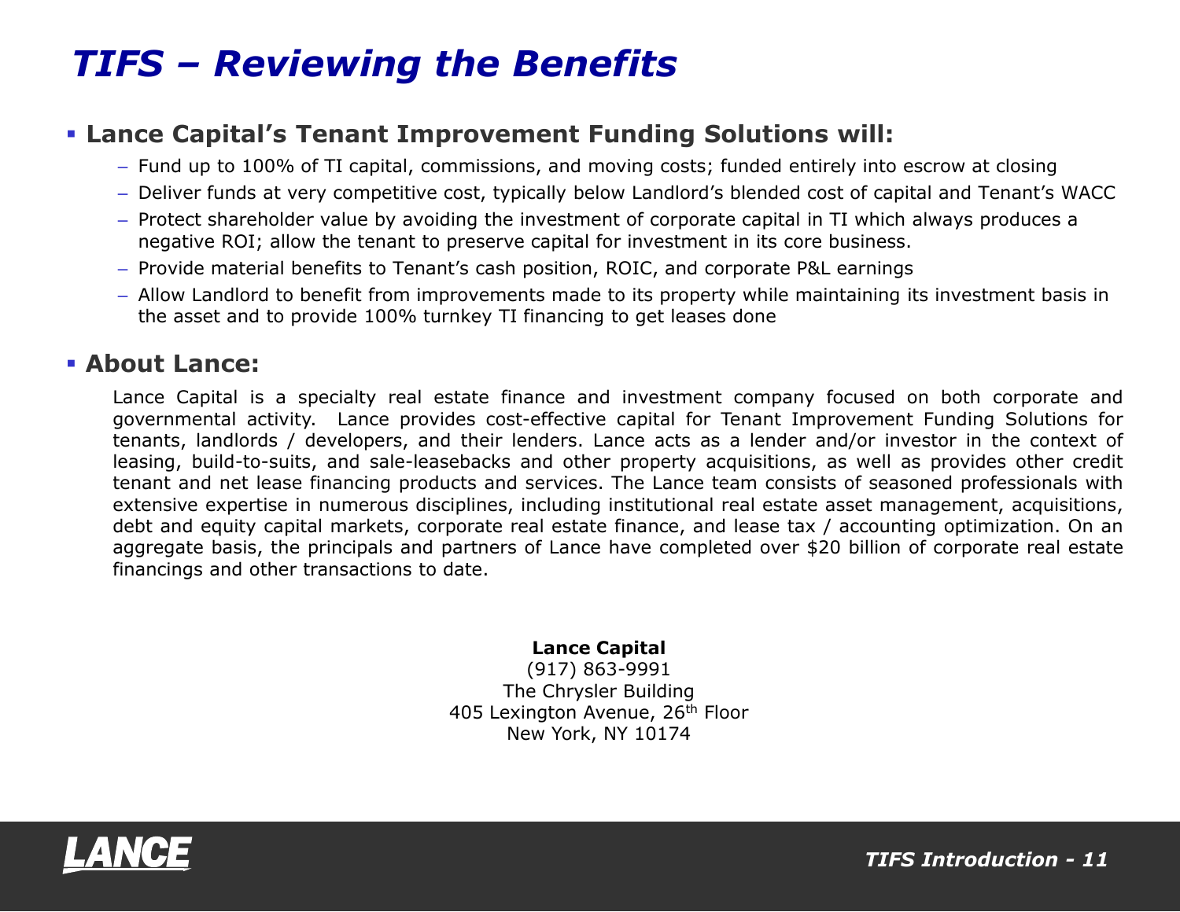# TIFS – Reviewing the Benefits

- **Lance Capital's Tenant Improvement Funding Solutions will:**
  - Fund up to 100% of TI capital, commissions, and moving costs; funded entirely into escrow at closing
  - Deliver funds at very competitive cost, typically below Landlord's blended cost of capital and Tenant's WACC
  - Protect shareholder value by avoiding the investment of corporate capital in TI which always produces a negative ROI; allow the tenant to preserve capital for investment in its core business.
  - Provide material benefits to Tenant's cash position, ROIC, and corporate P&L earnings
  - Allow Landlord to benefit from improvements made to its property while maintaining its investment basis in the asset and to provide 100% turnkey TI financing to get leases done

- **About Lance:**

  Lance Capital is a specialty real estate finance and investment company focused on both corporate and governmental activity. Lance provides cost-effective capital for Tenant Improvement Funding Solutions for tenants, landlords / developers, and their lenders. Lance acts as a lender and/or investor in the context of leasing, build-to-suits, and sale-leasebacks and other property acquisitions, as well as provides other credit tenant and net lease financing products and services. The Lance team consists of seasoned professionals with extensive expertise in numerous disciplines, including institutional real estate asset management, acquisitions, debt and equity capital markets, corporate real estate finance, and lease tax / accounting optimization. On an aggregate basis, the principals and partners of Lance have completed over $20 billion of corporate real estate financings and other transactions to date.

**Lance Capital**
(917) 863-9991
The Chrysler Building
405 Lexington Avenue, 26th Floor
New York, NY 10174